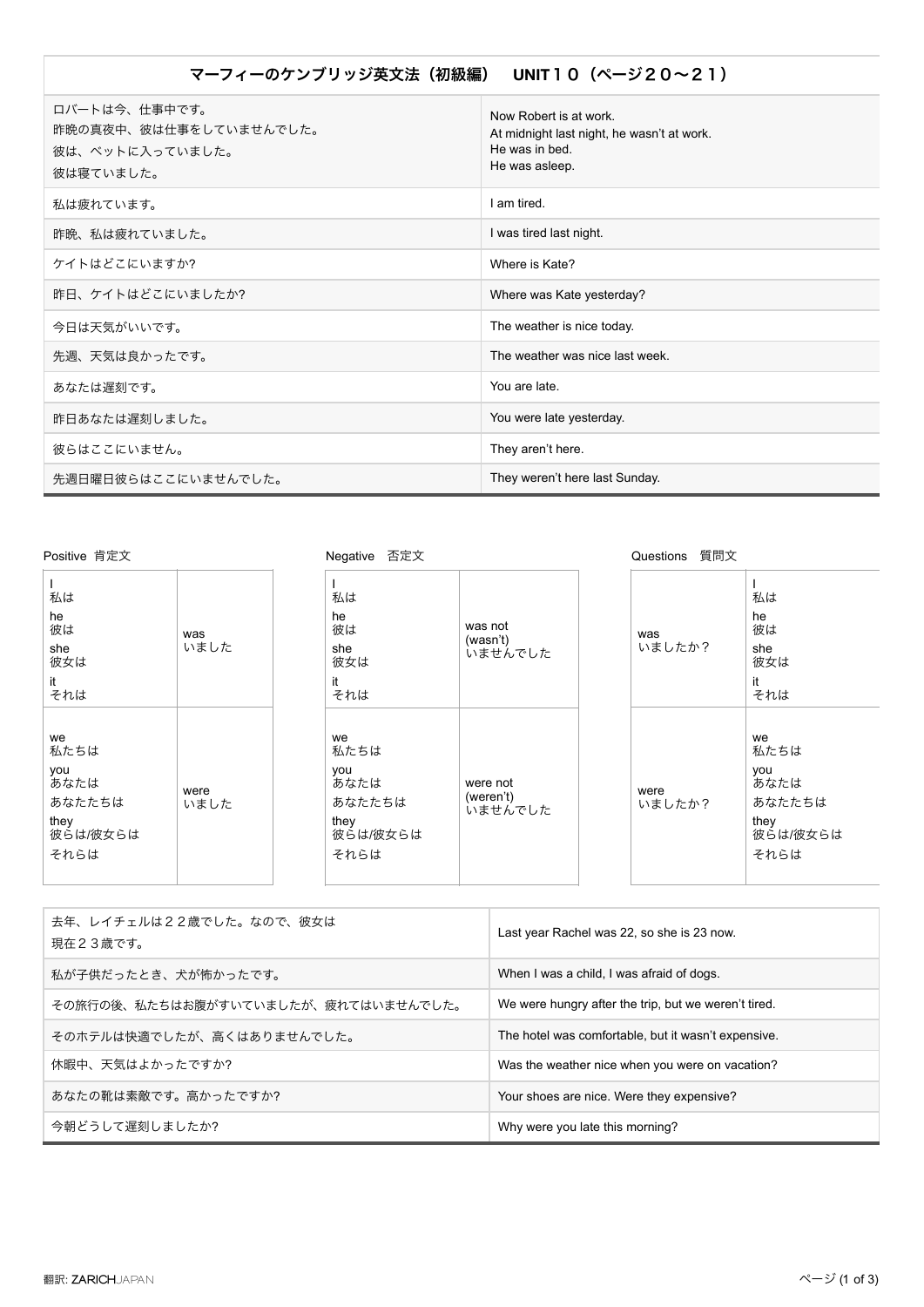# マーフィーのケンブリッジ英文法（初級編）　UNIT１０（ページ２０〜２１）

| | |
|---|---|
| ロバートは今、仕事中です。<br>昨晩の真夜中、彼は仕事をしていませんでした。<br>彼は、ベットに入っていました。<br>彼は寝ていました。 | Now Robert is at work.<br>At midnight last night, he wasn't at work.<br>He was in bed.<br>He was asleep. |
| 私は疲れています。 | I am tired. |
| 昨晩、私は疲れていました。 | I was tired last night. |
| ケイトはどこにいますか? | Where is Kate? |
| 昨日、ケイトはどこにいましたか? | Where was Kate yesterday? |
| 今日は天気がいいです。 | The weather is nice today. |
| 先週、天気は良かったです。 | The weather was nice last week. |
| あなたは遅刻です。 | You are late. |
| 昨日あなたは遅刻しました。 | You were late yesterday. |
| 彼らはここにいません。 | They aren't here. |
| 先週日曜日彼らはここにいませんでした。 | They weren't here last Sunday. |

Positive 肯定文

| | |
|---|---|
| I 私は<br>he 彼は<br>she 彼女は<br>it それは | was いました |
| we 私たちは<br>you あなたは あなたたちは<br>they 彼らは/彼女らは それらは | were いました |

Negative 否定文

| | |
|---|---|
| I 私は<br>he 彼は<br>she 彼女は<br>it それは | was not (wasn't) いませんでした |
| we 私たちは<br>you あなたは あなたたちは<br>they 彼らは/彼女らは それらは | were not (weren't) いませんでした |

Questions 質問文

| | |
|---|---|
| was いましたか？ | I 私は<br>he 彼は<br>she 彼女は<br>it それは |
| were いましたか？ | we 私たちは<br>you あなたは あなたたちは<br>they 彼らは/彼女らは それらは |

| | |
|---|---|
| 去年、レイチェルは２２歳でした。なので、彼女は現在２３歳です。 | Last year Rachel was 22, so she is 23 now. |
| 私が子供だったとき、犬が怖かったです。 | When I was a child, I was afraid of dogs. |
| その旅行の後、私たちはお腹がすいていましたが、疲れてはいませんでした。 | We were hungry after the trip, but we weren't tired. |
| そのホテルは快適でしたが、高くはありませんでした。 | The hotel was comfortable, but it wasn't expensive. |
| 休暇中、天気はよかったですか? | Was the weather nice when you were on vacation? |
| あなたの靴は素敵です。高かったですか? | Your shoes are nice. Were they expensive? |
| 今朝どうして遅刻しましたか? | Why were you late this morning? |

翻訳: ZARICHJAPAN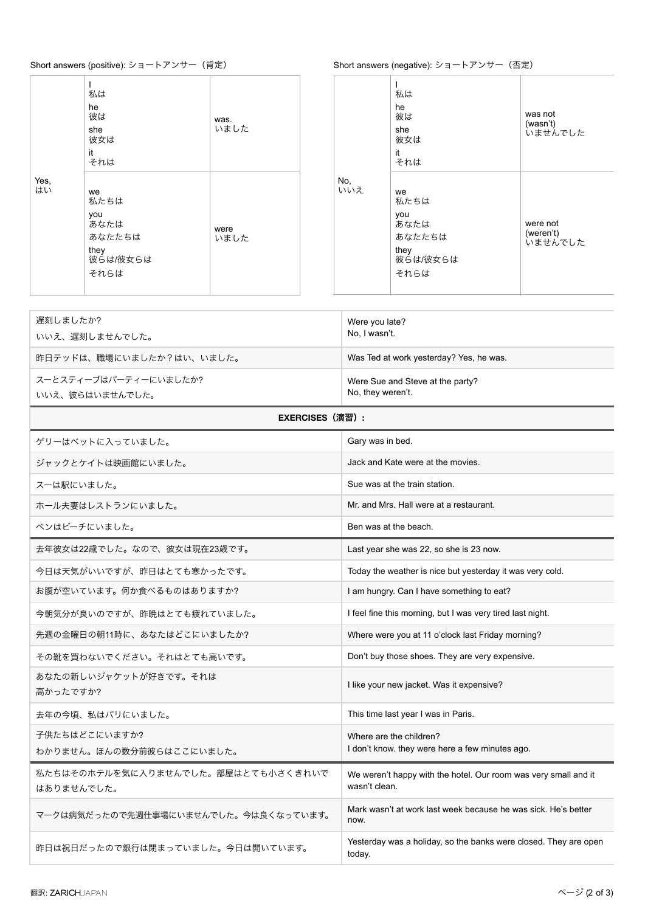Short answers (positive): ショートアンサー（肯定）

| | | |
|---|---|---|
| Yes,<br>はい | I<br>私は<br>he<br>彼は<br>she<br>彼女は<br>it<br>それは | was.<br>いました |
| | we<br>私たちは<br>you<br>あなたは<br>あなたたちは<br>they<br>彼らは/彼女らは<br>それらは | were<br>いました |

Short answers (negative): ショートアンサー（否定）

| | | |
|---|---|---|
| No,<br>いいえ | I<br>私は<br>he<br>彼は<br>she<br>彼女は<br>it<br>それは | was not<br>(wasn't)<br>いませんでした |
| | we<br>私たちは<br>you<br>あなたは<br>あなたたちは<br>they<br>彼らは/彼女らは<br>それらは | were not<br>(weren't)<br>いませんでした |

| | |
|---|---|
| 遅刻しましたか?<br>いいえ、遅刻しませんでした。 | Were you late?<br>No, I wasn't. |
| 昨日テッドは、職場にいましたか？はい、いました。 | Was Ted at work yesterday? Yes, he was. |
| スーとスティーブはパーティーにいましたか?<br>いいえ、彼らはいませんでした。 | Were Sue and Steve at the party?<br>No, they weren't. |
| **EXERCISES（演習）:** | |
| ゲリーはベットに入っていました。 | Gary was in bed. |
| ジャックとケイトは映画館にいました。 | Jack and Kate were at the movies. |
| スーは駅にいました。 | Sue was at the train station. |
| ホール夫妻はレストランにいました。 | Mr. and Mrs. Hall were at a restaurant. |
| ベンはビーチにいました。 | Ben was at the beach. |
| 去年彼女は22歳でした。なので、彼女は現在23歳です。 | Last year she was 22, so she is 23 now. |
| 今日は天気がいいですが、昨日はとても寒かったです。 | Today the weather is nice but yesterday it was very cold. |
| お腹が空いています。何か食べるものはありますか? | I am hungry. Can I have something to eat? |
| 今朝気分が良いのですが、昨晩はとても疲れていました。 | I feel fine this morning, but I was very tired last night. |
| 先週の金曜日の朝11時に、あなたはどこにいましたか? | Where were you at 11 o'clock last Friday morning? |
| その靴を買わないでください。それはとても高いです。 | Don't buy those shoes. They are very expensive. |
| あなたの新しいジャケットが好きです。それは<br>高かったですか? | I like your new jacket. Was it expensive? |
| 去年の今頃、私はパリにいました。 | This time last year I was in Paris. |
| 子供たちはどこにいますか?<br>わかりません。ほんの数分前彼らはここにいました。 | Where are the children?<br>I don't know. they were here a few minutes ago. |
| 私たちはそのホテルを気に入りませんでした。部屋はとても小さくきれいではありませんでした。 | We weren't happy with the hotel. Our room was very small and it wasn't clean. |
| マークは病気だったので先週仕事場にいませんでした。今は良くなっています。 | Mark wasn't at work last week because he was sick. He's better now. |
| 昨日は祝日だったので銀行は閉まっていました。今日は開いています。 | Yesterday was a holiday, so the banks were closed. They are open today. |

翻訳: ZARICHJAPAN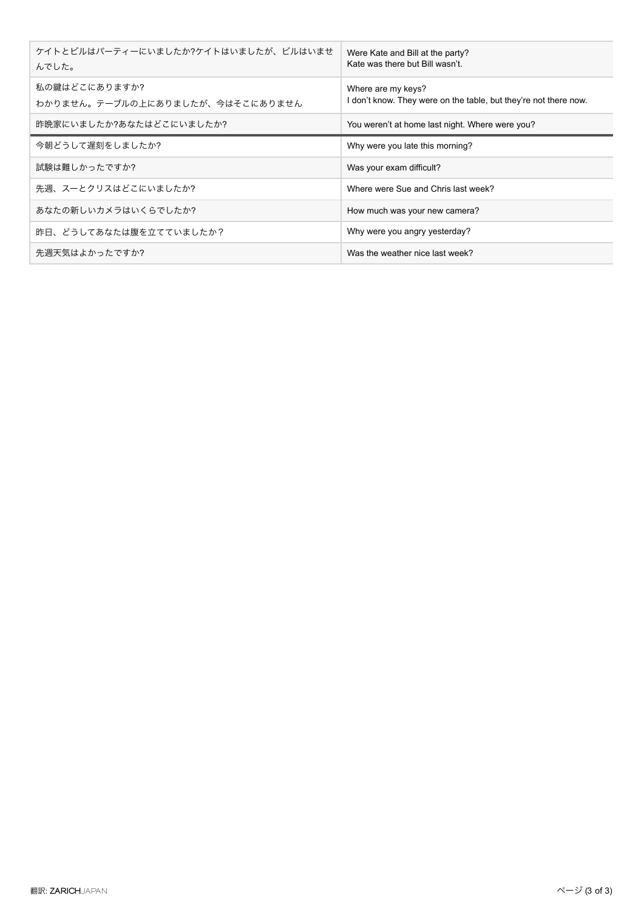| | |
|---|---|
| ケイトとビルはパーティーにいましたか?ケイトはいましたが、ビルはいませんでした。 | Were Kate and Bill at the party?<br>Kate was there but Bill wasn't. |
| 私の鍵はどこにありますか?<br>わかりません。テーブルの上にありましたが、今はそこにありません | Where are my keys?<br>I don't know. They were on the table, but they're not there now. |
| 昨晩家にいましたか?あなたはどこにいましたか? | You weren't at home last night. Where were you? |
| 今朝どうして遅刻をしましたか? | Why were you late this morning? |
| 試験は難しかったですか? | Was your exam difficult? |
| 先週、スーとクリスはどこにいましたか? | Where were Sue and Chris last week? |
| あなたの新しいカメラはいくらでしたか? | How much was your new camera? |
| 昨日、どうしてあなたは腹を立てていましたか？ | Why were you angry yesterday? |
| 先週天気はよかったですか? | Was the weather nice last week? |

翻訳: ZARICHJAPAN